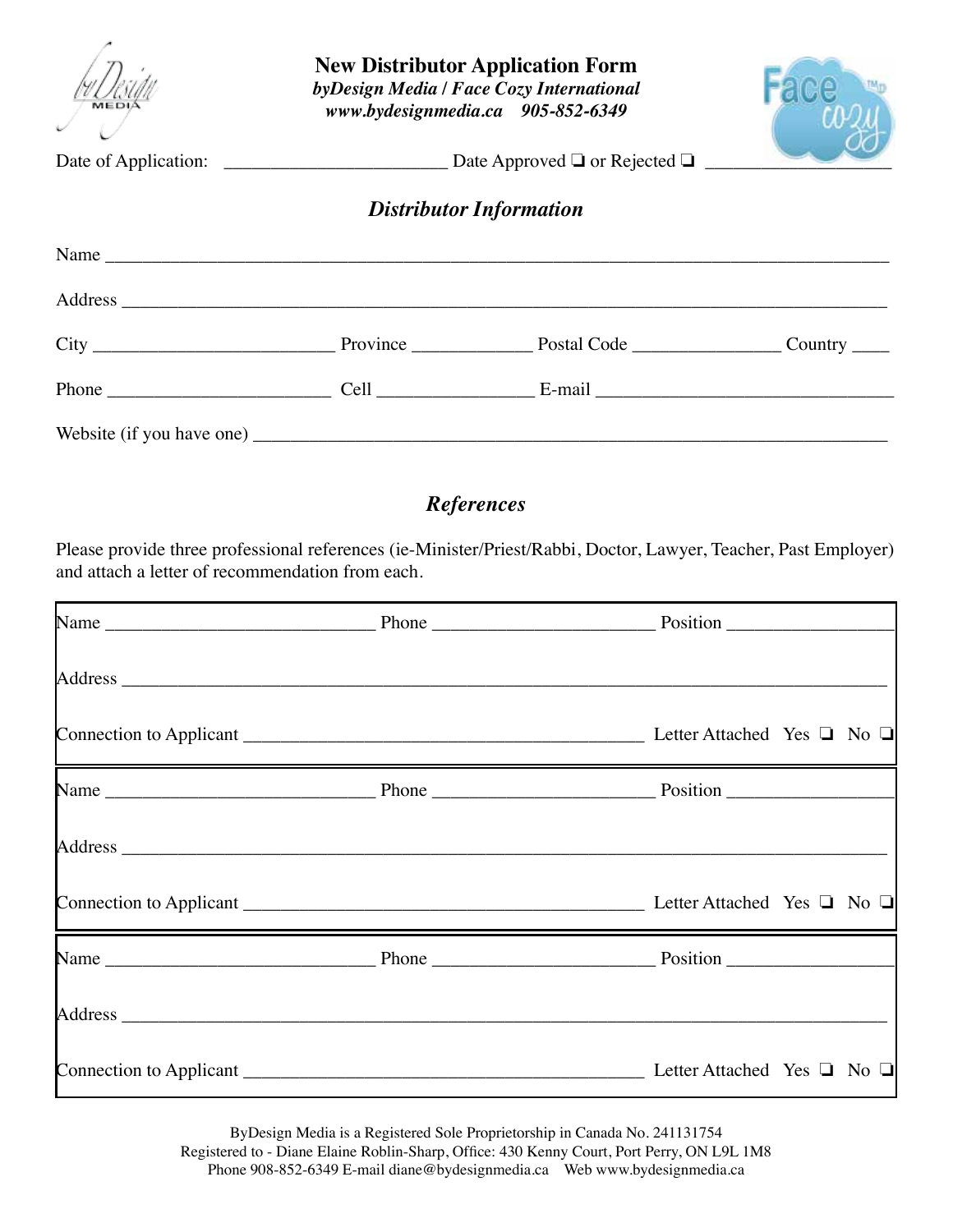# New Distributor Application Form

***byDesign Media / Face Cozy International***

***www.bydesignmedia.ca 905-852-6349***

Date of Application: ________________________ Date Approved ❑ or Rejected ❑ ___________________

## *Distributor Information*

Name ______________________________________________________________________________

Address ____________________________________________________________________________

City _________________________ Province _____________ Postal Code ________________ Country ____

Phone _______________________ Cell ________________ E-mail _______________________________

Website (if you have one) _____________________________________________________________

## *References*

Please provide three professional references (ie-Minister/Priest/Rabbi, Doctor, Lawyer, Teacher, Past Employer) and attach a letter of recommendation from each.

Name ____________________________ Phone _______________________ Position _________________

Address ____________________________________________________________________________

Connection to Applicant __________________________________________ Letter Attached Yes ❑ No ❑

Name ____________________________ Phone _______________________ Position _________________

Address ____________________________________________________________________________

Connection to Applicant __________________________________________ Letter Attached Yes ❑ No ❑

Name ____________________________ Phone _______________________ Position _________________

Address ____________________________________________________________________________

Connection to Applicant __________________________________________ Letter Attached Yes ❑ No ❑

ByDesign Media is a Registered Sole Proprietorship in Canada No. 241131754
Registered to - Diane Elaine Roblin-Sharp, Office: 430 Kenny Court, Port Perry, ON L9L 1M8
Phone 908-852-6349 E-mail diane@bydesignmedia.ca Web www.bydesignmedia.ca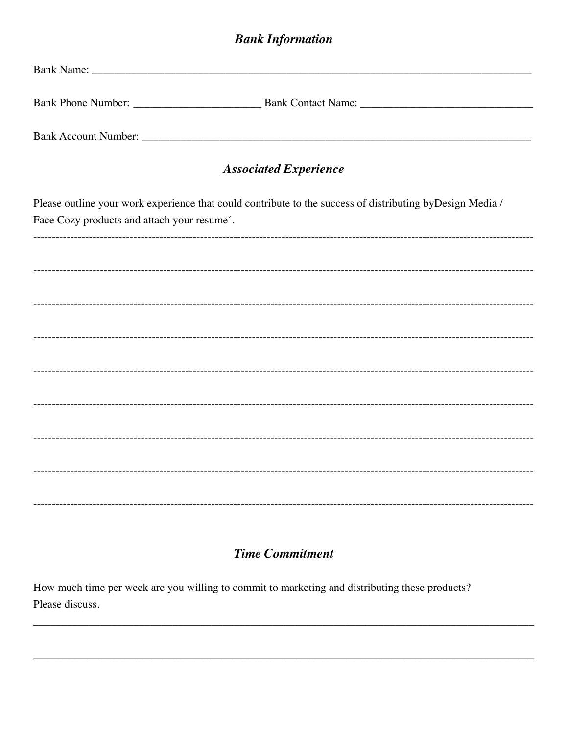## ***Bank Information***

Bank Name: ________________________________________________________________________________

Bank Phone Number: _______________________ Bank Contact Name: _______________________________

Bank Account Number: _____________________________________________________________________

## ***Associated Experience***

Please outline your work experience that could contribute to the success of distributing byDesign Media / Face Cozy products and attach your resume´.

---------------------------------------------------------------------------------------------------------------------------------------

---------------------------------------------------------------------------------------------------------------------------------------

---------------------------------------------------------------------------------------------------------------------------------------

---------------------------------------------------------------------------------------------------------------------------------------

---------------------------------------------------------------------------------------------------------------------------------------

---------------------------------------------------------------------------------------------------------------------------------------

---------------------------------------------------------------------------------------------------------------------------------------

---------------------------------------------------------------------------------------------------------------------------------------

---------------------------------------------------------------------------------------------------------------------------------------

## ***Time Commitment***

How much time per week are you willing to commit to marketing and distributing these products? Please discuss.

___________________________________________________________________________________________

___________________________________________________________________________________________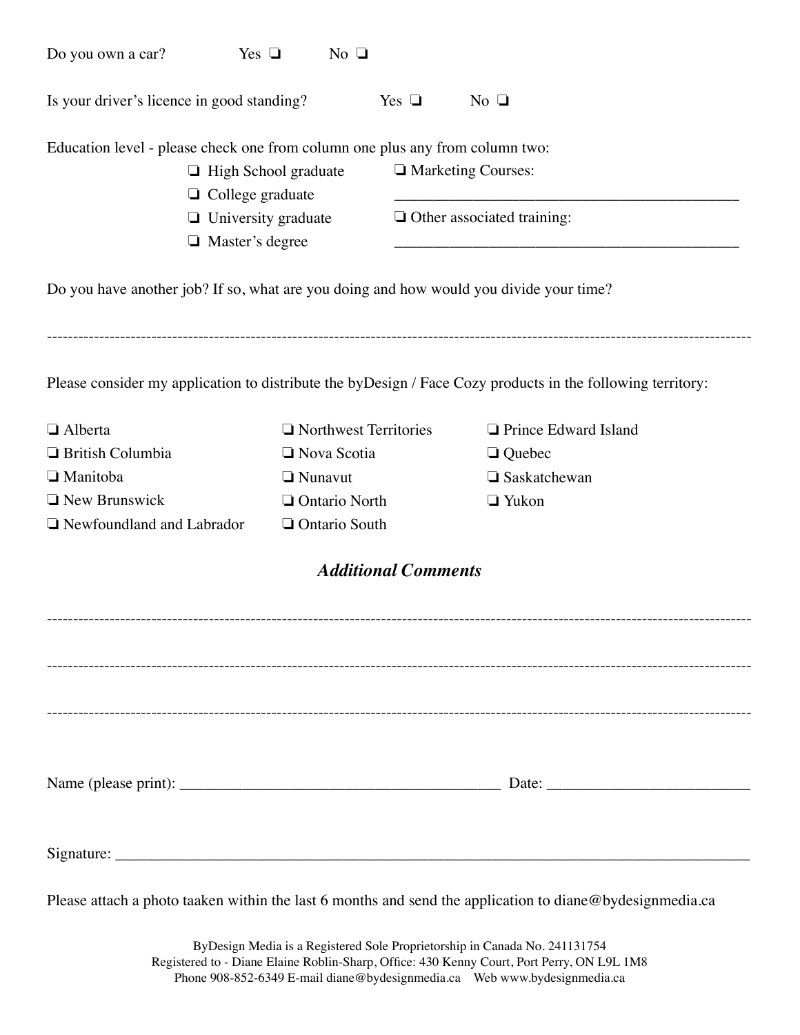Do you own a car? Yes ❑ No ❑

Is your driver's licence in good standing? Yes ❑ No ❑

Education level - please check one from column one plus any from column two:

| | |
|---|---|
| ❑ High School graduate | ❑ Marketing Courses: |
| ❑ College graduate | ____________________________________________ |
| ❑ University graduate | ❑ Other associated training: |
| ❑ Master's degree | ____________________________________________ |

Do you have another job? If so, what are you doing and how would you divide your time?

-----------------------------------------------------------------------------------------------------------------------------------

Please consider my application to distribute the byDesign / Face Cozy products in the following territory:

| | | |
|---|---|---|
| ❑ Alberta | ❑ Northwest Territories | ❑ Prince Edward Island |
| ❑ British Columbia | ❑ Nova Scotia | ❑ Quebec |
| ❑ Manitoba | ❑ Nunavut | ❑ Saskatchewan |
| ❑ New Brunswick | ❑ Ontario North | ❑ Yukon |
| ❑ Newfoundland and Labrador | ❑ Ontario South | |

## *Additional Comments*

-----------------------------------------------------------------------------------------------------------------------------------

-----------------------------------------------------------------------------------------------------------------------------------

-----------------------------------------------------------------------------------------------------------------------------------

Name (please print): __________________________________________ Date: __________________________

Signature: __________________________________________________________________________________

Please attach a photo taaken within the last 6 months and send the application to diane@bydesignmedia.ca

ByDesign Media is a Registered Sole Proprietorship in Canada No. 241131754
Registered to - Diane Elaine Roblin-Sharp, Office: 430 Kenny Court, Port Perry, ON L9L 1M8
Phone 908-852-6349 E-mail diane@bydesignmedia.ca Web www.bydesignmedia.ca